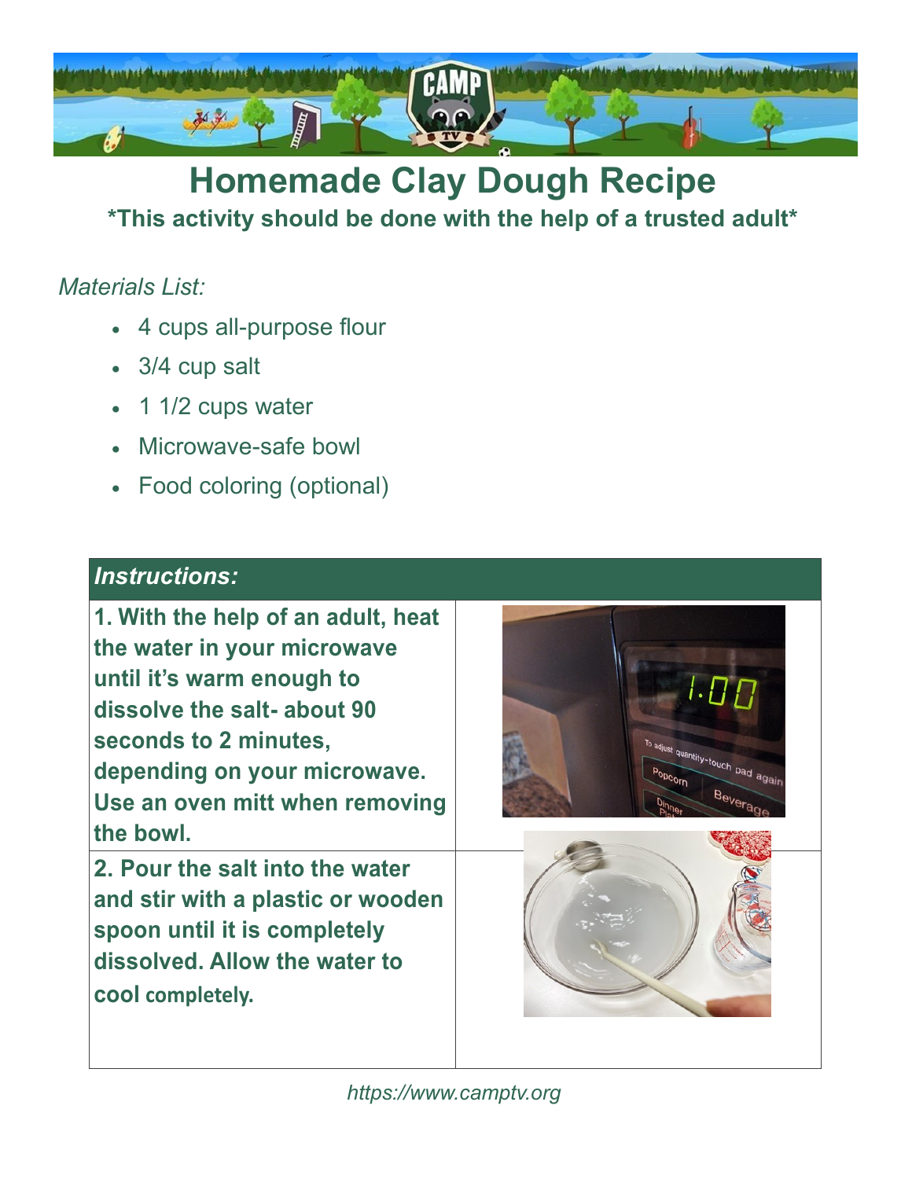# Homemade Clay Dough Recipe

**\*This activity should be done with the help of a trusted adult\***

*Materials List:*

- 4 cups all-purpose flour
- 3/4 cup salt
- 1 1/2 cups water
- Microwave-safe bowl
- Food coloring (optional)

| ***Instructions:*** | |
|---|---|
| **1. With the help of an adult, heat the water in your microwave until it's warm enough to dissolve the salt- about 90 seconds to 2 minutes, depending on your microwave. Use an oven mitt when removing the bowl.** | |
| **2. Pour the salt into the water and stir with a plastic or wooden spoon until it is completely dissolved. Allow the water to cool completely.** | |

*https://www.camptv.org*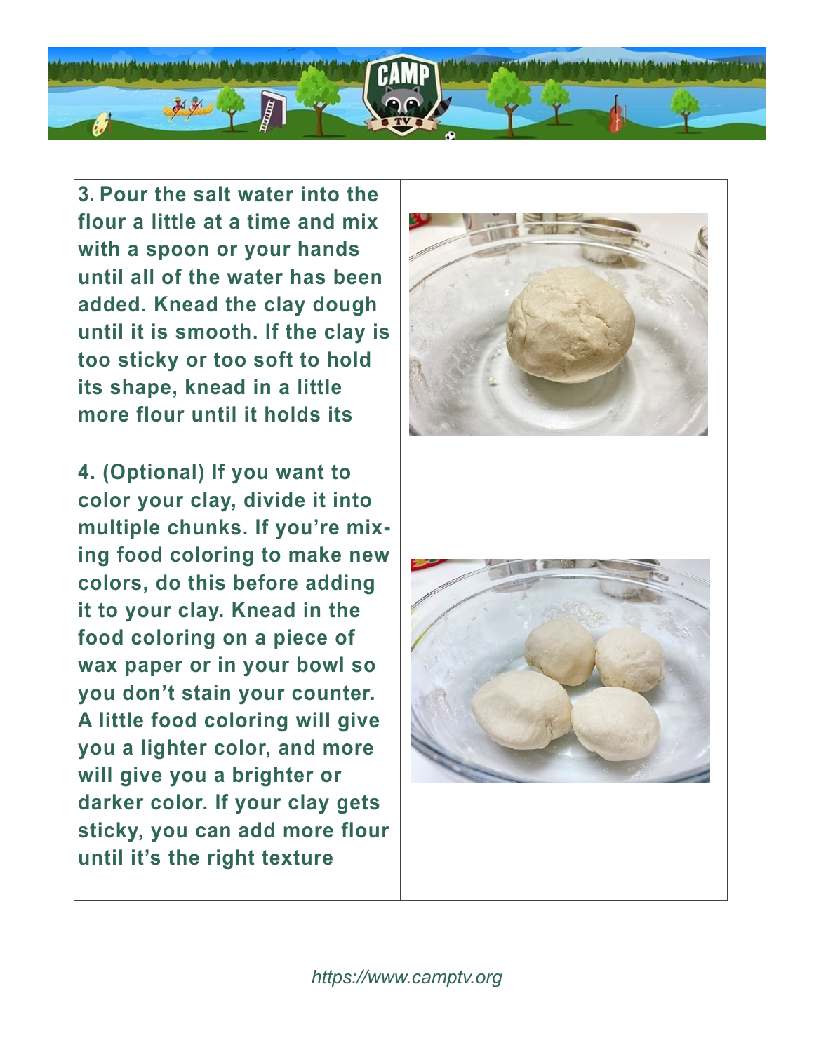| | |
|---|---|
| **3. Pour the salt water into the flour a little at a time and mix with a spoon or your hands until all of the water has been added. Knead the clay dough until it is smooth. If the clay is too sticky or too soft to hold its shape, knead in a little more flour until it holds its** | |
| **4. (Optional) If you want to color your clay, divide it into multiple chunks. If you're mixing food coloring to make new colors, do this before adding it to your clay. Knead in the food coloring on a piece of wax paper or in your bowl so you don't stain your counter. A little food coloring will give you a lighter color, and more will give you a brighter or darker color. If your clay gets sticky, you can add more flour until it's the right texture** | |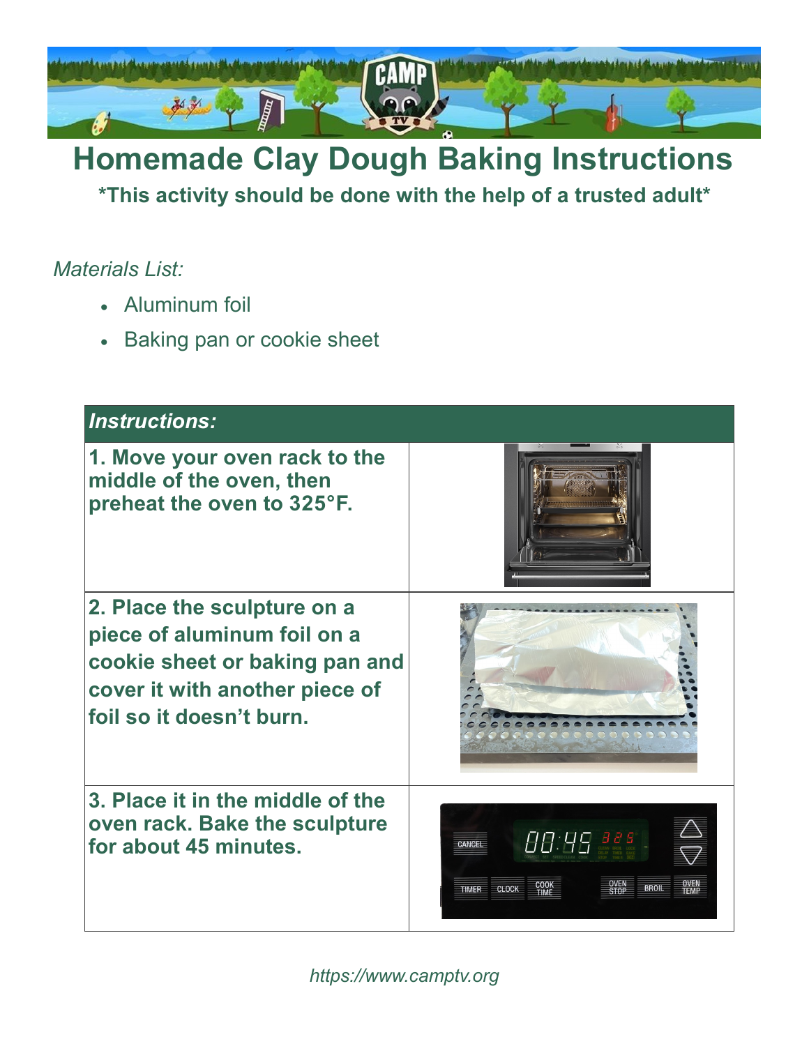# Homemade Clay Dough Baking Instructions

**\*This activity should be done with the help of a trusted adult\***

*Materials List:*

- Aluminum foil
- Baking pan or cookie sheet

| *Instructions:* | |
|---|---|
| **1. Move your oven rack to the middle of the oven, then preheat the oven to 325°F.** | |
| **2. Place the sculpture on a piece of aluminum foil on a cookie sheet or baking pan and cover it with another piece of foil so it doesn't burn.** | |
| **3. Place it in the middle of the oven rack. Bake the sculpture for about 45 minutes.** | |

*https://www.camptv.org*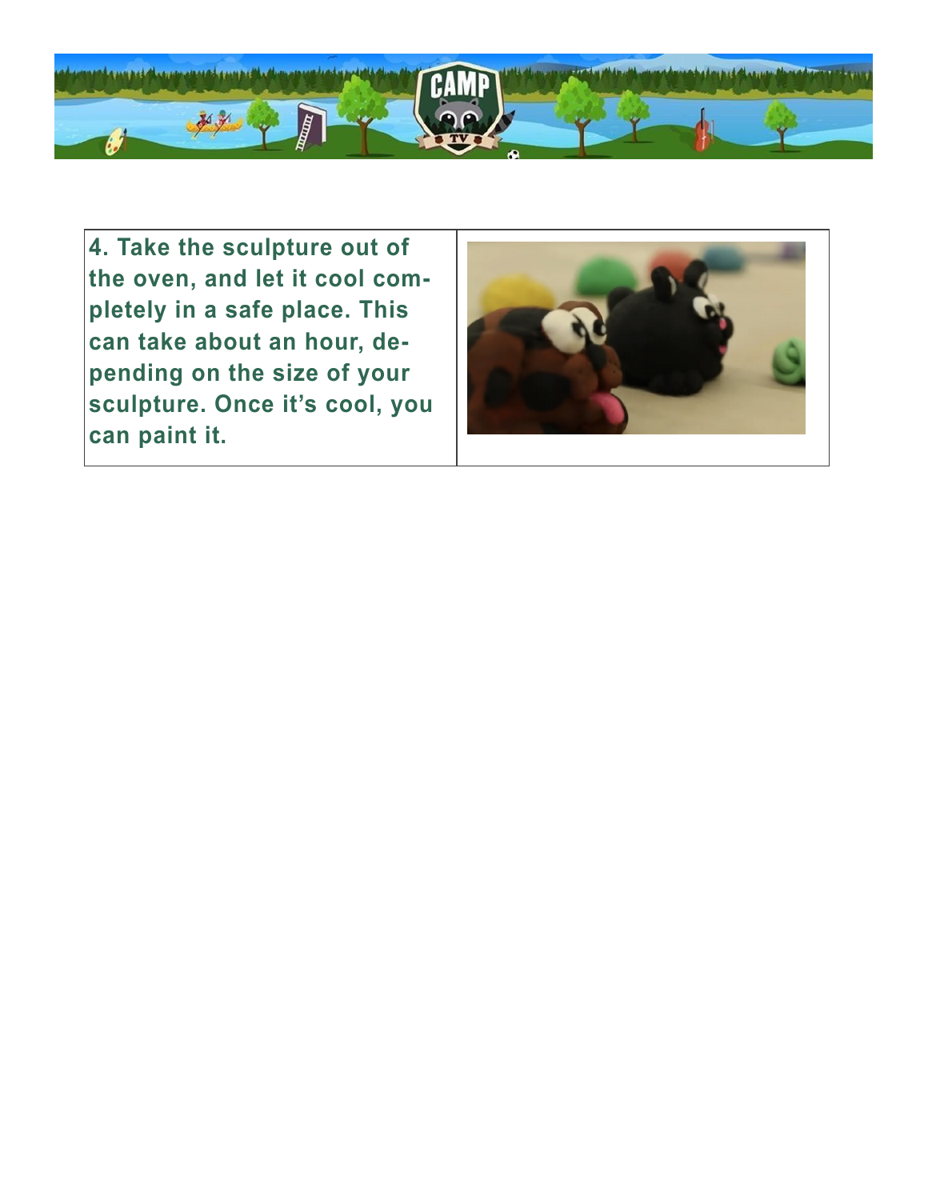| | |
|---|---|
| **4. Take the sculpture out of the oven, and let it cool completely in a safe place. This can take about an hour, depending on the size of your sculpture. Once it's cool, you can paint it.** | |